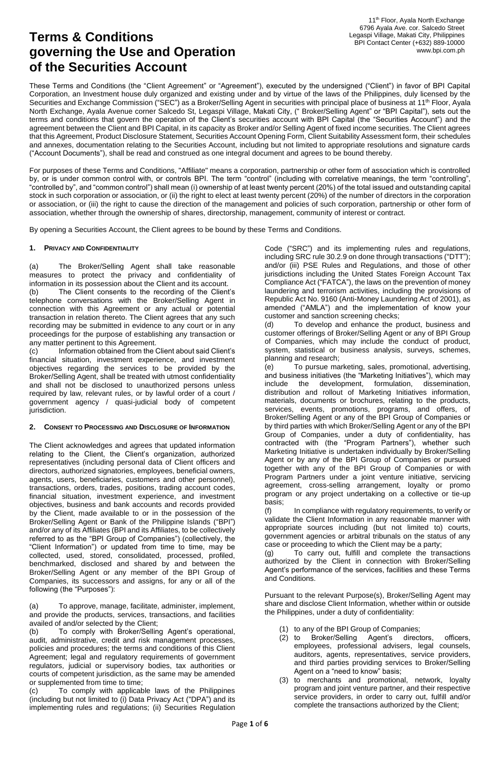11[th] Floor, Ayala North Exchange
6796 Ayala Ave. cor. Salcedo Street
Legaspi Village, Makati City, Philippines
BPI Contact Center (+632) 889-10000
www.bpi.com.ph

# Terms & Conditions governing the Use and Operation of the Securities Account

These Terms and Conditions (the "Client Agreement" or "Agreement"), executed by the undersigned ("Client") in favor of BPI Capital Corporation, an Investment house duly organized and existing under and by virtue of the laws of the Philippines, duly licensed by the Securities and Exchange Commission ("SEC") as a Broker/Selling Agent in securities with principal place of business at 11[th] Floor, Ayala North Exchange, Ayala Avenue corner Salcedo St, Legaspi Village, Makati City, (" Broker/Selling Agent" or "BPI Capital"), sets out the terms and conditions that govern the operation of the Client's securities account with BPI Capital (the "Securities Account") and the agreement between the Client and BPI Capital, in its capacity as Broker and/or Selling Agent of fixed income securities. The Client agrees that this Agreement, Product Disclosure Statement, Securities Account Opening Form, Client Suitability Assessment form, their schedules and annexes, documentation relating to the Securities Account, including but not limited to appropriate resolutions and signature cards ("Account Documents"), shall be read and construed as one integral document and agrees to be bound thereby.

For purposes of these Terms and Conditions, "Affiliate" means a corporation, partnership or other form of association which is controlled by, or is under common control with, or controls BPI. The term "control" (including with correlative meanings, the term "controlling", "controlled by", and "common control") shall mean (i) ownership of at least twenty percent (20%) of the total issued and outstanding capital stock in such corporation or association, or (ii) the right to elect at least twenty percent (20%) of the number of directors in the corporation or association, or (iii) the right to cause the direction of the management and policies of such corporation, partnership or other form of association, whether through the ownership of shares, directorship, management, community of interest or contract.

By opening a Securities Account, the Client agrees to be bound by these Terms and Conditions.

### 1. Privacy and Confidentiality

(a) The Broker/Selling Agent shall take reasonable measures to protect the privacy and confidentiality of information in its possession about the Client and its account.

(b) The Client consents to the recording of the Client's telephone conversations with the Broker/Selling Agent in connection with this Agreement or any actual or potential transaction in relation thereto. The Client agrees that any such recording may be submitted in evidence to any court or in any proceedings for the purpose of establishing any transaction or any matter pertinent to this Agreement.

(c) Information obtained from the Client about said Client's financial situation, investment experience, and investment objectives regarding the services to be provided by the Broker/Selling Agent, shall be treated with utmost confidentiality and shall not be disclosed to unauthorized persons unless required by law, relevant rules, or by lawful order of a court / government agency / quasi-judicial body of competent jurisdiction.

### 2. Consent to Processing and Disclosure of Information

The Client acknowledges and agrees that updated information relating to the Client, the Client's organization, authorized representatives (including personal data of Client officers and directors, authorized signatories, employees, beneficial owners, agents, users, beneficiaries, customers and other personnel), transactions, orders, trades, positions, trading account codes, financial situation, investment experience, and investment objectives, business and bank accounts and records provided by the Client, made available to or in the possession of the Broker/Selling Agent or Bank of the Philippine Islands ("BPI") and/or any of its Affiliates (BPI and its Affiliates, to be collectively referred to as the "BPI Group of Companies") (collectively, the "Client Information") or updated from time to time, may be collected, used, stored, consolidated, processed, profiled, benchmarked, disclosed and shared by and between the Broker/Selling Agent or any member of the BPI Group of Companies, its successors and assigns, for any or all of the following (the "Purposes"):

(a) To approve, manage, facilitate, administer, implement, and provide the products, services, transactions, and facilities availed of and/or selected by the Client;

(b) To comply with Broker/Selling Agent's operational, audit, administrative, credit and risk management processes, policies and procedures; the terms and conditions of this Client Agreement; legal and regulatory requirements of government regulators, judicial or supervisory bodies, tax authorities or courts of competent jurisdiction, as the same may be amended or supplemented from time to time;

(c) To comply with applicable laws of the Philippines (including but not limited to (i) Data Privacy Act ("DPA") and its implementing rules and regulations; (ii) Securities Regulation Code ("SRC") and its implementing rules and regulations, including SRC rule 30.2.9 on done through transactions ("DTT"); and/or (iii) PSE Rules and Regulations, and those of other jurisdictions including the United States Foreign Account Tax Compliance Act ("FATCA"), the laws on the prevention of money laundering and terrorism activities, including the provisions of Republic Act No. 9160 (Anti-Money Laundering Act of 2001), as amended ("AMLA") and the implementation of know your customer and sanction screening checks;

(d) To develop and enhance the product, business and customer offerings of Broker/Selling Agent or any of BPI Group of Companies, which may include the conduct of product, system, statistical or business analysis, surveys, schemes, planning and research;

(e) To pursue marketing, sales, promotional, advertising, and business initiatives (the "Marketing Initiatives"), which may include the development, formulation, dissemination, distribution and rollout of Marketing Initiatives information, materials, documents or brochures, relating to the products, services, events, promotions, programs, and offers, of Broker/Selling Agent or any of the BPI Group of Companies or by third parties with which Broker/Selling Agent or any of the BPI Group of Companies, under a duty of confidentiality, has contracted with (the "Program Partners"), whether such Marketing Initiative is undertaken individually by Broker/Selling Agent or by any of the BPI Group of Companies or pursued together with any of the BPI Group of Companies or with Program Partners under a joint venture initiative, servicing agreement, cross-selling arrangement, loyalty or promo program or any project undertaking on a collective or tie-up basis;

(f) In compliance with regulatory requirements, to verify or validate the Client Information in any reasonable manner with appropriate sources including (but not limited to) courts, government agencies or arbitral tribunals on the status of any case or proceeding to which the Client may be a party;

(g) To carry out, fulfill and complete the transactions authorized by the Client in connection with Broker/Selling Agent's performance of the services, facilities and these Terms and Conditions.

Pursuant to the relevant Purpose(s), Broker/Selling Agent may share and disclose Client Information, whether within or outside the Philippines, under a duty of confidentiality:

1. to any of the BPI Group of Companies;
2. to Broker/Selling Agent's directors, officers, employees, professional advisers, legal counsels, auditors, agents, representatives, service providers, and third parties providing services to Broker/Selling Agent on a "need to know" basis;
3. to merchants and promotional, network, loyalty program and joint venture partner, and their respective service providers, in order to carry out, fulfill and/or complete the transactions authorized by the Client;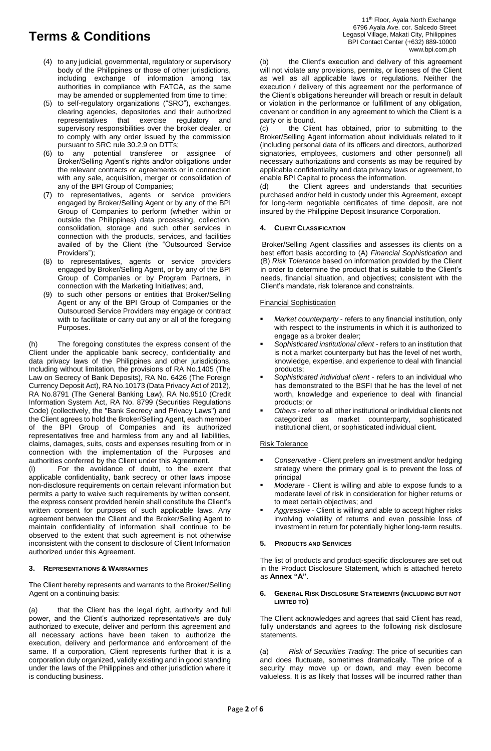(4) to any judicial, governmental, regulatory or supervisory body of the Philippines or those of other jurisdictions, including exchange of information among tax authorities in compliance with FATCA, as the same may be amended or supplemented from time to time;

(5) to self-regulatory organizations ("SRO"), exchanges, clearing agencies, depositories and their authorized representatives that exercise regulatory and supervisory responsibilities over the broker dealer, or to comply with any order issued by the commission pursuant to SRC rule 30.2.9 on DTTs;

(6) to any potential transferee or assignee of Broker/Selling Agent's rights and/or obligations under the relevant contracts or agreements or in connection with any sale, acquisition, merger or consolidation of any of the BPI Group of Companies;

(7) to representatives, agents or service providers engaged by Broker/Selling Agent or by any of the BPI Group of Companies to perform (whether within or outside the Philippines) data processing, collection, consolidation, storage and such other services in connection with the products, services, and facilities availed of by the Client (the "Outsourced Service Providers");

(8) to representatives, agents or service providers engaged by Broker/Selling Agent, or by any of the BPI Group of Companies or by Program Partners, in connection with the Marketing Initiatives; and,

(9) to such other persons or entities that Broker/Selling Agent or any of the BPI Group of Companies or the Outsourced Service Providers may engage or contract with to facilitate or carry out any or all of the foregoing Purposes.

(h) The foregoing constitutes the express consent of the Client under the applicable bank secrecy, confidentiality and data privacy laws of the Philippines and other jurisdictions, Including without limitation, the provisions of RA No.1405 (The Law on Secrecy of Bank Deposits), RA No. 6426 (The Foreign Currency Deposit Act), RA No.10173 (Data Privacy Act of 2012), RA No.8791 (The General Banking Law), RA No.9510 (Credit Information System Act, RA No. 8799 (Securities Regulations Code) (collectively, the "Bank Secrecy and Privacy Laws") and the Client agrees to hold the Broker/Selling Agent, each member of the BPI Group of Companies and its authorized representatives free and harmless from any and all liabilities, claims, damages, suits, costs and expenses resulting from or in connection with the implementation of the Purposes and authorities conferred by the Client under this Agreement.

(i) For the avoidance of doubt, to the extent that applicable confidentiality, bank secrecy or other laws impose non-disclosure requirements on certain relevant information but permits a party to waive such requirements by written consent, the express consent provided herein shall constitute the Client's written consent for purposes of such applicable laws. Any agreement between the Client and the Broker/Selling Agent to maintain confidentiality of information shall continue to be observed to the extent that such agreement is not otherwise inconsistent with the consent to disclosure of Client Information authorized under this Agreement.

## 3. Representations & Warranties

The Client hereby represents and warrants to the Broker/Selling Agent on a continuing basis:

(a) that the Client has the legal right, authority and full power, and the Client's authorized representative/s are duly authorized to execute, deliver and perform this agreement and all necessary actions have been taken to authorize the execution, delivery and performance and enforcement of the same. If a corporation, Client represents further that it is a corporation duly organized, validly existing and in good standing under the laws of the Philippines and other jurisdiction where it is conducting business.

(b) the Client's execution and delivery of this agreement will not violate any provisions, permits, or licenses of the Client as well as all applicable laws or regulations. Neither the execution / delivery of this agreement nor the performance of the Client's obligations hereunder will breach or result in default or violation in the performance or fulfillment of any obligation, covenant or condition in any agreement to which the Client is a party or is bound.

(c) the Client has obtained, prior to submitting to the Broker/Selling Agent information about individuals related to it (including personal data of its officers and directors, authorized signatories, employees, customers and other personnel) all necessary authorizations and consents as may be required by applicable confidentiality and data privacy laws or agreement, to enable BPI Capital to process the information.

(d) the Client agrees and understands that securities purchased and/or held in custody under this Agreement, except for long-term negotiable certificates of time deposit, are not insured by the Philippine Deposit Insurance Corporation.

## 4. Client Classification

Broker/Selling Agent classifies and assesses its clients on a best effort basis according to (A) *Financial Sophistication* and (B) *Risk Tolerance* based on information provided by the Client in order to determine the product that is suitable to the Client's needs, financial situation, and objectives; consistent with the Client's mandate, risk tolerance and constraints.

Financial Sophistication

- *Market counterparty* - refers to any financial institution, only with respect to the instruments in which it is authorized to engage as a broker dealer;
- *Sophisticated institutional client* - refers to an institution that is not a market counterparty but has the level of net worth, knowledge, expertise, and experience to deal with financial products;
- *Sophisticated individual client* - refers to an individual who has demonstrated to the BSFI that he has the level of net worth, knowledge and experience to deal with financial products; or
- *Others* - refer to all other institutional or individual clients not categorized as market counterparty, sophisticated institutional client, or sophisticated individual client.

Risk Tolerance

- *Conservative* - Client prefers an investment and/or hedging strategy where the primary goal is to prevent the loss of principal
- *Moderate* - Client is willing and able to expose funds to a moderate level of risk in consideration for higher returns or to meet certain objectives; and
- *Aggressive* - Client is willing and able to accept higher risks involving volatility of returns and even possible loss of investment in return for potentially higher long-term results.

## 5. Products and Services

The list of products and product-specific disclosures are set out in the Product Disclosure Statement, which is attached hereto as **Annex "A"**.

## 6. General Risk Disclosure Statements (including but not limited to)

The Client acknowledges and agrees that said Client has read, fully understands and agrees to the following risk disclosure statements.

(a) *Risk of Securities Trading*: The price of securities can and does fluctuate, sometimes dramatically. The price of a security may move up or down, and may even become valueless. It is as likely that losses will be incurred rather than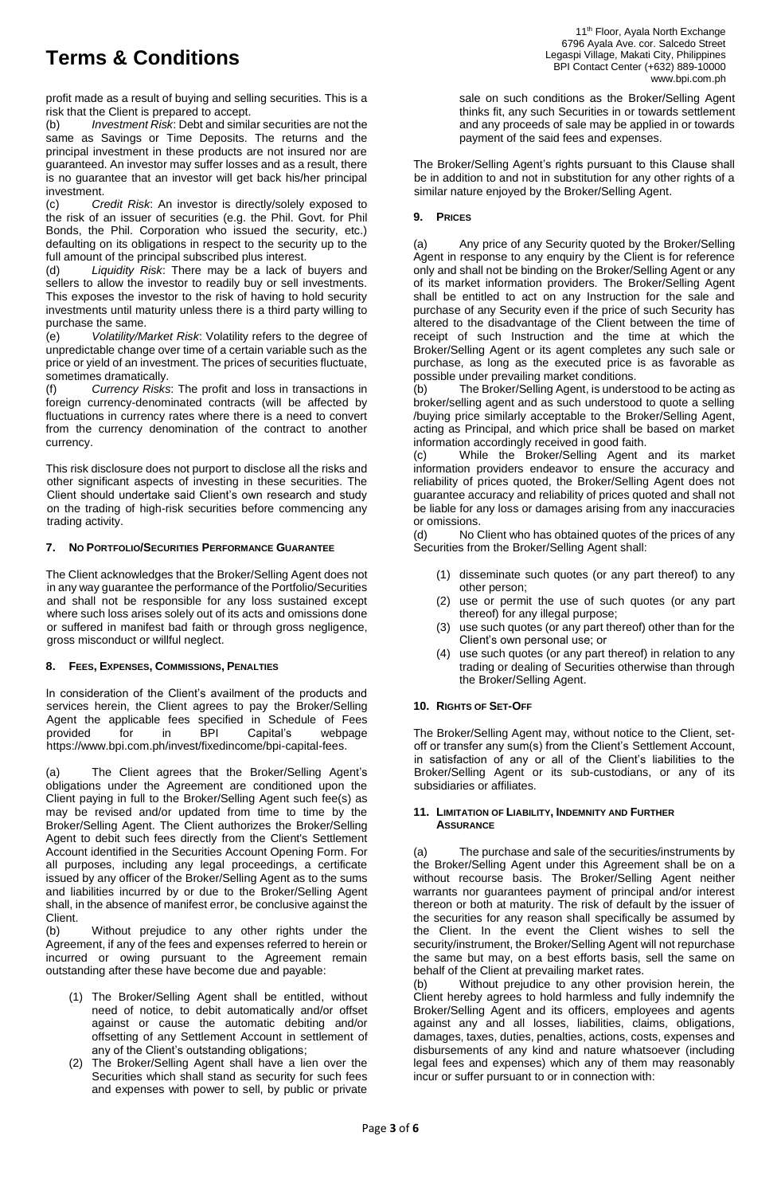profit made as a result of buying and selling securities. This is a risk that the Client is prepared to accept.

(b) *Investment Risk*: Debt and similar securities are not the same as Savings or Time Deposits. The returns and the principal investment in these products are not insured nor are guaranteed. An investor may suffer losses and as a result, there is no guarantee that an investor will get back his/her principal investment.

(c) *Credit Risk*: An investor is directly/solely exposed to the risk of an issuer of securities (e.g. the Phil. Govt. for Phil Bonds, the Phil. Corporation who issued the security, etc.) defaulting on its obligations in respect to the security up to the full amount of the principal subscribed plus interest.

(d) *Liquidity Risk*: There may be a lack of buyers and sellers to allow the investor to readily buy or sell investments. This exposes the investor to the risk of having to hold security investments until maturity unless there is a third party willing to purchase the same.

(e) *Volatility/Market Risk*: Volatility refers to the degree of unpredictable change over time of a certain variable such as the price or yield of an investment. The prices of securities fluctuate, sometimes dramatically.

(f) *Currency Risks*: The profit and loss in transactions in foreign currency-denominated contracts (will be affected by fluctuations in currency rates where there is a need to convert from the currency denomination of the contract to another currency.

This risk disclosure does not purport to disclose all the risks and other significant aspects of investing in these securities. The Client should undertake said Client's own research and study on the trading of high-risk securities before commencing any trading activity.

### 7. No Portfolio/Securities Performance Guarantee

The Client acknowledges that the Broker/Selling Agent does not in any way guarantee the performance of the Portfolio/Securities and shall not be responsible for any loss sustained except where such loss arises solely out of its acts and omissions done or suffered in manifest bad faith or through gross negligence, gross misconduct or willful neglect.

### 8. Fees, Expenses, Commissions, Penalties

In consideration of the Client's availment of the products and services herein, the Client agrees to pay the Broker/Selling Agent the applicable fees specified in Schedule of Fees provided for in BPI Capital's webpage https://www.bpi.com.ph/invest/fixedincome/bpi-capital-fees.

(a) The Client agrees that the Broker/Selling Agent's obligations under the Agreement are conditioned upon the Client paying in full to the Broker/Selling Agent such fee(s) as may be revised and/or updated from time to time by the Broker/Selling Agent. The Client authorizes the Broker/Selling Agent to debit such fees directly from the Client's Settlement Account identified in the Securities Account Opening Form. For all purposes, including any legal proceedings, a certificate issued by any officer of the Broker/Selling Agent as to the sums and liabilities incurred by or due to the Broker/Selling Agent shall, in the absence of manifest error, be conclusive against the Client.

(b) Without prejudice to any other rights under the Agreement, if any of the fees and expenses referred to herein or incurred or owing pursuant to the Agreement remain outstanding after these have become due and payable:

1. The Broker/Selling Agent shall be entitled, without need of notice, to debit automatically and/or offset against or cause the automatic debiting and/or offsetting of any Settlement Account in settlement of any of the Client's outstanding obligations;
2. The Broker/Selling Agent shall have a lien over the Securities which shall stand as security for such fees and expenses with power to sell, by public or private sale on such conditions as the Broker/Selling Agent thinks fit, any such Securities in or towards settlement and any proceeds of sale may be applied in or towards payment of the said fees and expenses.

The Broker/Selling Agent's rights pursuant to this Clause shall be in addition to and not in substitution for any other rights of a similar nature enjoyed by the Broker/Selling Agent.

### 9. Prices

(a) Any price of any Security quoted by the Broker/Selling Agent in response to any enquiry by the Client is for reference only and shall not be binding on the Broker/Selling Agent or any of its market information providers. The Broker/Selling Agent shall be entitled to act on any Instruction for the sale and purchase of any Security even if the price of such Security has altered to the disadvantage of the Client between the time of receipt of such Instruction and the time at which the Broker/Selling Agent or its agent completes any such sale or purchase, as long as the executed price is as favorable as possible under prevailing market conditions.

(b) The Broker/Selling Agent, is understood to be acting as broker/selling agent and as such understood to quote a selling /buying price similarly acceptable to the Broker/Selling Agent, acting as Principal, and which price shall be based on market information accordingly received in good faith.

(c) While the Broker/Selling Agent and its market information providers endeavor to ensure the accuracy and reliability of prices quoted, the Broker/Selling Agent does not guarantee accuracy and reliability of prices quoted and shall not be liable for any loss or damages arising from any inaccuracies or omissions.

(d) No Client who has obtained quotes of the prices of any Securities from the Broker/Selling Agent shall:

1. disseminate such quotes (or any part thereof) to any other person;
2. use or permit the use of such quotes (or any part thereof) for any illegal purpose;
3. use such quotes (or any part thereof) other than for the Client's own personal use; or
4. use such quotes (or any part thereof) in relation to any trading or dealing of Securities otherwise than through the Broker/Selling Agent.

### 10. Rights of Set-Off

The Broker/Selling Agent may, without notice to the Client, set-off or transfer any sum(s) from the Client's Settlement Account, in satisfaction of any or all of the Client's liabilities to the Broker/Selling Agent or its sub-custodians, or any of its subsidiaries or affiliates.

### 11. Limitation of Liability, Indemnity and Further Assurance

(a) The purchase and sale of the securities/instruments by the Broker/Selling Agent under this Agreement shall be on a without recourse basis. The Broker/Selling Agent neither warrants nor guarantees payment of principal and/or interest thereon or both at maturity. The risk of default by the issuer of the securities for any reason shall specifically be assumed by the Client. In the event the Client wishes to sell the security/instrument, the Broker/Selling Agent will not repurchase the same but may, on a best efforts basis, sell the same on behalf of the Client at prevailing market rates.

(b) Without prejudice to any other provision herein, the Client hereby agrees to hold harmless and fully indemnify the Broker/Selling Agent and its officers, employees and agents against any and all losses, liabilities, claims, obligations, damages, taxes, duties, penalties, actions, costs, expenses and disbursements of any kind and nature whatsoever (including legal fees and expenses) which any of them may reasonably incur or suffer pursuant to or in connection with: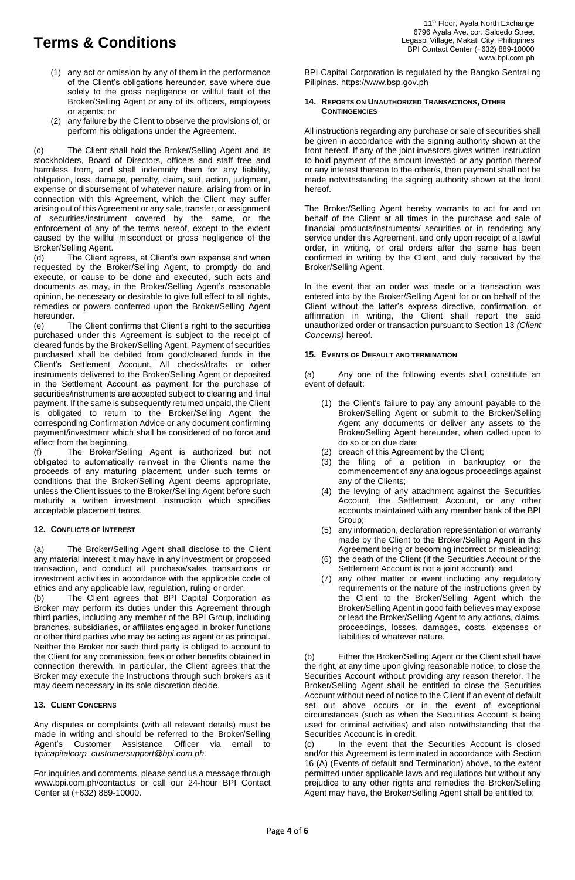# Terms & Conditions

11th Floor, Ayala North Exchange
6796 Ayala Ave. cor. Salcedo Street
Legaspi Village, Makati City, Philippines
BPI Contact Center (+632) 889-10000
www.bpi.com.ph

(1) any act or omission by any of them in the performance of the Client's obligations hereunder, save where due solely to the gross negligence or willful fault of the Broker/Selling Agent or any of its officers, employees or agents; or

(2) any failure by the Client to observe the provisions of, or perform his obligations under the Agreement.

(c) The Client shall hold the Broker/Selling Agent and its stockholders, Board of Directors, officers and staff free and harmless from, and shall indemnify them for any liability, obligation, loss, damage, penalty, claim, suit, action, judgment, expense or disbursement of whatever nature, arising from or in connection with this Agreement, which the Client may suffer arising out of this Agreement or any sale, transfer, or assignment of securities/instrument covered by the same, or the enforcement of any of the terms hereof, except to the extent caused by the willful misconduct or gross negligence of the Broker/Selling Agent.

(d) The Client agrees, at Client's own expense and when requested by the Broker/Selling Agent, to promptly do and execute, or cause to be done and executed, such acts and documents as may, in the Broker/Selling Agent's reasonable opinion, be necessary or desirable to give full effect to all rights, remedies or powers conferred upon the Broker/Selling Agent hereunder.

(e) The Client confirms that Client's right to the securities purchased under this Agreement is subject to the receipt of cleared funds by the Broker/Selling Agent. Payment of securities purchased shall be debited from good/cleared funds in the Client's Settlement Account. All checks/drafts or other instruments delivered to the Broker/Selling Agent or deposited in the Settlement Account as payment for the purchase of securities/instruments are accepted subject to clearing and final payment. If the same is subsequently returned unpaid, the Client is obligated to return to the Broker/Selling Agent the corresponding Confirmation Advice or any document confirming payment/investment which shall be considered of no force and effect from the beginning.

(f) The Broker/Selling Agent is authorized but not obligated to automatically reinvest in the Client's name the proceeds of any maturing placement, under such terms or conditions that the Broker/Selling Agent deems appropriate, unless the Client issues to the Broker/Selling Agent before such maturity a written investment instruction which specifies acceptable placement terms.

### 12. Conflicts of Interest

(a) The Broker/Selling Agent shall disclose to the Client any material interest it may have in any investment or proposed transaction, and conduct all purchase/sales transactions or investment activities in accordance with the applicable code of ethics and any applicable law, regulation, ruling or order.

(b) The Client agrees that BPI Capital Corporation as Broker may perform its duties under this Agreement through third parties, including any member of the BPI Group, including branches, subsidiaries, or affiliates engaged in broker functions or other third parties who may be acting as agent or as principal. Neither the Broker nor such third party is obliged to account to the Client for any commission, fees or other benefits obtained in connection therewith. In particular, the Client agrees that the Broker may execute the Instructions through such brokers as it may deem necessary in its sole discretion decide.

### 13. Client Concerns

Any disputes or complaints (with all relevant details) must be made in writing and should be referred to the Broker/Selling Agent's Customer Assistance Officer via email to *bpicapitalcorp_customersupport@bpi.com.ph*.

For inquiries and comments, please send us a message through www.bpi.com.ph/contactus or call our 24-hour BPI Contact Center at (+632) 889-10000.

BPI Capital Corporation is regulated by the Bangko Sentral ng Pilipinas. https://www.bsp.gov.ph

### 14. Reports on Unauthorized Transactions, Other Contingencies

All instructions regarding any purchase or sale of securities shall be given in accordance with the signing authority shown at the front hereof. If any of the joint investors gives written instruction to hold payment of the amount invested or any portion thereof or any interest thereon to the other/s, then payment shall not be made notwithstanding the signing authority shown at the front hereof.

The Broker/Selling Agent hereby warrants to act for and on behalf of the Client at all times in the purchase and sale of financial products/instruments/ securities or in rendering any service under this Agreement, and only upon receipt of a lawful order, in writing, or oral orders after the same has been confirmed in writing by the Client, and duly received by the Broker/Selling Agent.

In the event that an order was made or a transaction was entered into by the Broker/Selling Agent for or on behalf of the Client without the latter's express directive, confirmation, or affirmation in writing, the Client shall report the said unauthorized order or transaction pursuant to Section 13 *(Client Concerns)* hereof.

### 15. Events of Default and Termination

(a) Any one of the following events shall constitute an event of default:

(1) the Client's failure to pay any amount payable to the Broker/Selling Agent or submit to the Broker/Selling Agent any documents or deliver any assets to the Broker/Selling Agent hereunder, when called upon to do so or on due date;

(2) breach of this Agreement by the Client;

(3) the filing of a petition in bankruptcy or the commencement of any analogous proceedings against any of the Clients;

(4) the levying of any attachment against the Securities Account, the Settlement Account, or any other accounts maintained with any member bank of the BPI Group;

(5) any information, declaration representation or warranty made by the Client to the Broker/Selling Agent in this Agreement being or becoming incorrect or misleading;

(6) the death of the Client (if the Securities Account or the Settlement Account is not a joint account); and

(7) any other matter or event including any regulatory requirements or the nature of the instructions given by the Client to the Broker/Selling Agent which the Broker/Selling Agent in good faith believes may expose or lead the Broker/Selling Agent to any actions, claims, proceedings, losses, damages, costs, expenses or liabilities of whatever nature.

(b) Either the Broker/Selling Agent or the Client shall have the right, at any time upon giving reasonable notice, to close the Securities Account without providing any reason therefor. The Broker/Selling Agent shall be entitled to close the Securities Account without need of notice to the Client if an event of default set out above occurs or in the event of exceptional circumstances (such as when the Securities Account is being used for criminal activities) and also notwithstanding that the Securities Account is in credit.

(c) In the event that the Securities Account is closed and/or this Agreement is terminated in accordance with Section 16 (A) (Events of default and Termination) above, to the extent permitted under applicable laws and regulations but without any prejudice to any other rights and remedies the Broker/Selling Agent may have, the Broker/Selling Agent shall be entitled to: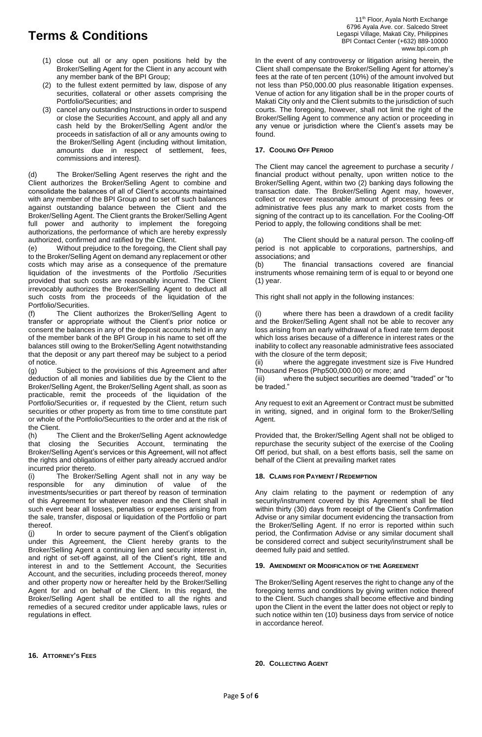# Terms & Conditions

(1) close out all or any open positions held by the Broker/Selling Agent for the Client in any account with any member bank of the BPI Group;

(2) to the fullest extent permitted by law, dispose of any securities, collateral or other assets comprising the Portfolio/Securities; and

(3) cancel any outstanding Instructions in order to suspend or close the Securities Account, and apply all and any cash held by the Broker/Selling Agent and/or the proceeds in satisfaction of all or any amounts owing to the Broker/Selling Agent (including without limitation, amounts due in respect of settlement, fees, commissions and interest).

(d) The Broker/Selling Agent reserves the right and the Client authorizes the Broker/Selling Agent to combine and consolidate the balances of all of Client's accounts maintained with any member of the BPI Group and to set off such balances against outstanding balance between the Client and the Broker/Selling Agent. The Client grants the Broker/Selling Agent full power and authority to implement the foregoing authorizations, the performance of which are hereby expressly authorized, confirmed and ratified by the Client.

(e) Without prejudice to the foregoing, the Client shall pay to the Broker/Selling Agent on demand any replacement or other costs which may arise as a consequence of the premature liquidation of the investments of the Portfolio /Securities provided that such costs are reasonably incurred. The Client irrevocably authorizes the Broker/Selling Agent to deduct all such costs from the proceeds of the liquidation of the Portfolio/Securities.

(f) The Client authorizes the Broker/Selling Agent to transfer or appropriate without the Client's prior notice or consent the balances in any of the deposit accounts held in any of the member bank of the BPI Group in his name to set off the balances still owing to the Broker/Selling Agent notwithstanding that the deposit or any part thereof may be subject to a period of notice.

(g) Subject to the provisions of this Agreement and after deduction of all monies and liabilities due by the Client to the Broker/Selling Agent, the Broker/Selling Agent shall, as soon as practicable, remit the proceeds of the liquidation of the Portfolio/Securities or, if requested by the Client, return such securities or other property as from time to time constitute part or whole of the Portfolio/Securities to the order and at the risk of the Client.

(h) The Client and the Broker/Selling Agent acknowledge that closing the Securities Account, terminating the Broker/Selling Agent's services or this Agreement, will not affect the rights and obligations of either party already accrued and/or incurred prior thereto.

(i) The Broker/Selling Agent shall not in any way be responsible for any diminution of value of the investments/securities or part thereof by reason of termination of this Agreement for whatever reason and the Client shall in such event bear all losses, penalties or expenses arising from the sale, transfer, disposal or liquidation of the Portfolio or part thereof.

(j) In order to secure payment of the Client's obligation under this Agreement, the Client hereby grants to the Broker/Selling Agent a continuing lien and security interest in, and right of set-off against, all of the Client's right, title and interest in and to the Settlement Account, the Securities Account, and the securities, including proceeds thereof, money and other property now or hereafter held by the Broker/Selling Agent for and on behalf of the Client. In this regard, the Broker/Selling Agent shall be entitled to all the rights and remedies of a secured creditor under applicable laws, rules or regulations in effect.

## 16. Attorney's Fees

In the event of any controversy or litigation arising herein, the Client shall compensate the Broker/Selling Agent for attorney's fees at the rate of ten percent (10%) of the amount involved but not less than P50,000.00 plus reasonable litigation expenses. Venue of action for any litigation shall be in the proper courts of Makati City only and the Client submits to the jurisdiction of such courts. The foregoing, however, shall not limit the right of the Broker/Selling Agent to commence any action or proceeding in any venue or jurisdiction where the Client's assets may be found.

## 17. Cooling Off Period

The Client may cancel the agreement to purchase a security / financial product without penalty, upon written notice to the Broker/Selling Agent, within two (2) banking days following the transaction date. The Broker/Selling Agent may, however, collect or recover reasonable amount of processing fees or administrative fees plus any mark to market costs from the signing of the contract up to its cancellation. For the Cooling-Off Period to apply, the following conditions shall be met:

(a) The Client should be a natural person. The cooling-off period is not applicable to corporations, partnerships, and associations; and

(b) The financial transactions covered are financial instruments whose remaining term of is equal to or beyond one (1) year.

This right shall not apply in the following instances:

(i) where there has been a drawdown of a credit facility and the Broker/Selling Agent shall not be able to recover any loss arising from an early withdrawal of a fixed rate term deposit which loss arises because of a difference in interest rates or the inability to collect any reasonable administrative fees associated with the closure of the term deposit;

(ii) where the aggregate investment size is Five Hundred Thousand Pesos (Php500,000.00) or more; and

(iii) where the subject securities are deemed "traded" or "to be traded."

Any request to exit an Agreement or Contract must be submitted in writing, signed, and in original form to the Broker/Selling Agent.

Provided that, the Broker/Selling Agent shall not be obliged to repurchase the security subject of the exercise of the Cooling Off period, but shall, on a best efforts basis, sell the same on behalf of the Client at prevailing market rates

## 18. Claims for Payment / Redemption

Any claim relating to the payment or redemption of any security/instrument covered by this Agreement shall be filed within thirty (30) days from receipt of the Client's Confirmation Advise or any similar document evidencing the transaction from the Broker/Selling Agent. If no error is reported within such period, the Confirmation Advise or any similar document shall be considered correct and subject security/instrument shall be deemed fully paid and settled.

## 19. Amendment or Modification of the Agreement

The Broker/Selling Agent reserves the right to change any of the foregoing terms and conditions by giving written notice thereof to the Client. Such changes shall become effective and binding upon the Client in the event the latter does not object or reply to such notice within ten (10) business days from service of notice in accordance hereof.

## 20. Collecting Agent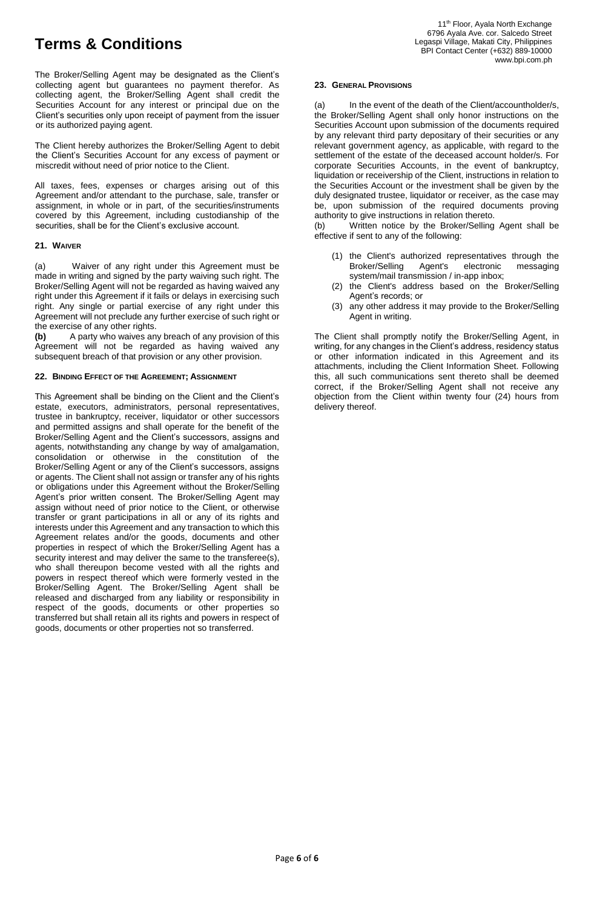# Terms & Conditions

The Broker/Selling Agent may be designated as the Client's collecting agent but guarantees no payment therefor. As collecting agent, the Broker/Selling Agent shall credit the Securities Account for any interest or principal due on the Client's securities only upon receipt of payment from the issuer or its authorized paying agent.

The Client hereby authorizes the Broker/Selling Agent to debit the Client's Securities Account for any excess of payment or miscredit without need of prior notice to the Client.

All taxes, fees, expenses or charges arising out of this Agreement and/or attendant to the purchase, sale, transfer or assignment, in whole or in part, of the securities/instruments covered by this Agreement, including custodianship of the securities, shall be for the Client's exclusive account.

### 21. WAIVER

(a) Waiver of any right under this Agreement must be made in writing and signed by the party waiving such right. The Broker/Selling Agent will not be regarded as having waived any right under this Agreement if it fails or delays in exercising such right. Any single or partial exercise of any right under this Agreement will not preclude any further exercise of such right or the exercise of any other rights.

**(b)** A party who waives any breach of any provision of this Agreement will not be regarded as having waived any subsequent breach of that provision or any other provision.

### 22. BINDING EFFECT OF THE AGREEMENT; ASSIGNMENT

This Agreement shall be binding on the Client and the Client's estate, executors, administrators, personal representatives, trustee in bankruptcy, receiver, liquidator or other successors and permitted assigns and shall operate for the benefit of the Broker/Selling Agent and the Client's successors, assigns and agents, notwithstanding any change by way of amalgamation, consolidation or otherwise in the constitution of the Broker/Selling Agent or any of the Client's successors, assigns or agents. The Client shall not assign or transfer any of his rights or obligations under this Agreement without the Broker/Selling Agent's prior written consent. The Broker/Selling Agent may assign without need of prior notice to the Client, or otherwise transfer or grant participations in all or any of its rights and interests under this Agreement and any transaction to which this Agreement relates and/or the goods, documents and other properties in respect of which the Broker/Selling Agent has a security interest and may deliver the same to the transferee(s), who shall thereupon become vested with all the rights and powers in respect thereof which were formerly vested in the Broker/Selling Agent. The Broker/Selling Agent shall be released and discharged from any liability or responsibility in respect of the goods, documents or other properties so transferred but shall retain all its rights and powers in respect of goods, documents or other properties not so transferred.

### 23. GENERAL PROVISIONS

(a) In the event of the death of the Client/accountholder/s, the Broker/Selling Agent shall only honor instructions on the Securities Account upon submission of the documents required by any relevant third party depositary of their securities or any relevant government agency, as applicable, with regard to the settlement of the estate of the deceased account holder/s. For corporate Securities Accounts, in the event of bankruptcy, liquidation or receivership of the Client, instructions in relation to the Securities Account or the investment shall be given by the duly designated trustee, liquidator or receiver, as the case may be, upon submission of the required documents proving authority to give instructions in relation thereto.

(b) Written notice by the Broker/Selling Agent shall be effective if sent to any of the following:

(1) the Client's authorized representatives through the Broker/Selling Agent's electronic messaging system/mail transmission / in-app inbox;
(2) the Client's address based on the Broker/Selling Agent's records; or
(3) any other address it may provide to the Broker/Selling Agent in writing.

The Client shall promptly notify the Broker/Selling Agent, in writing, for any changes in the Client's address, residency status or other information indicated in this Agreement and its attachments, including the Client Information Sheet. Following this, all such communications sent thereto shall be deemed correct, if the Broker/Selling Agent shall not receive any objection from the Client within twenty four (24) hours from delivery thereof.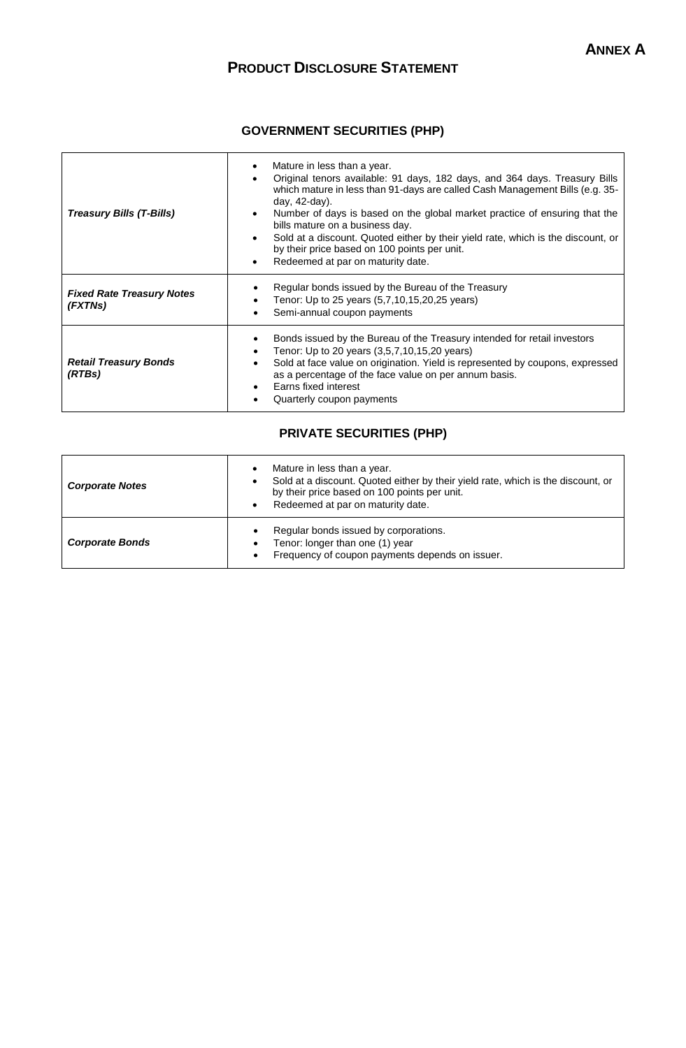**ANNEX A**

# PRODUCT DISCLOSURE STATEMENT

## GOVERNMENT SECURITIES (PHP)

| | |
|---|---|
| ***Treasury Bills (T-Bills)*** | • Mature in less than a year.<br>• Original tenors available: 91 days, 182 days, and 364 days. Treasury Bills which mature in less than 91-days are called Cash Management Bills (e.g. 35-day, 42-day).<br>• Number of days is based on the global market practice of ensuring that the bills mature on a business day.<br>• Sold at a discount. Quoted either by their yield rate, which is the discount, or by their price based on 100 points per unit.<br>• Redeemed at par on maturity date. |
| ***Fixed Rate Treasury Notes (FXTNs)*** | • Regular bonds issued by the Bureau of the Treasury<br>• Tenor: Up to 25 years (5,7,10,15,20,25 years)<br>• Semi-annual coupon payments |
| ***Retail Treasury Bonds (RTBs)*** | • Bonds issued by the Bureau of the Treasury intended for retail investors<br>• Tenor: Up to 20 years (3,5,7,10,15,20 years)<br>• Sold at face value on origination. Yield is represented by coupons, expressed as a percentage of the face value on per annum basis.<br>• Earns fixed interest<br>• Quarterly coupon payments |

## PRIVATE SECURITIES (PHP)

| | |
|---|---|
| ***Corporate Notes*** | • Mature in less than a year.<br>• Sold at a discount. Quoted either by their yield rate, which is the discount, or by their price based on 100 points per unit.<br>• Redeemed at par on maturity date. |
| ***Corporate Bonds*** | • Regular bonds issued by corporations.<br>• Tenor: longer than one (1) year<br>• Frequency of coupon payments depends on issuer. |